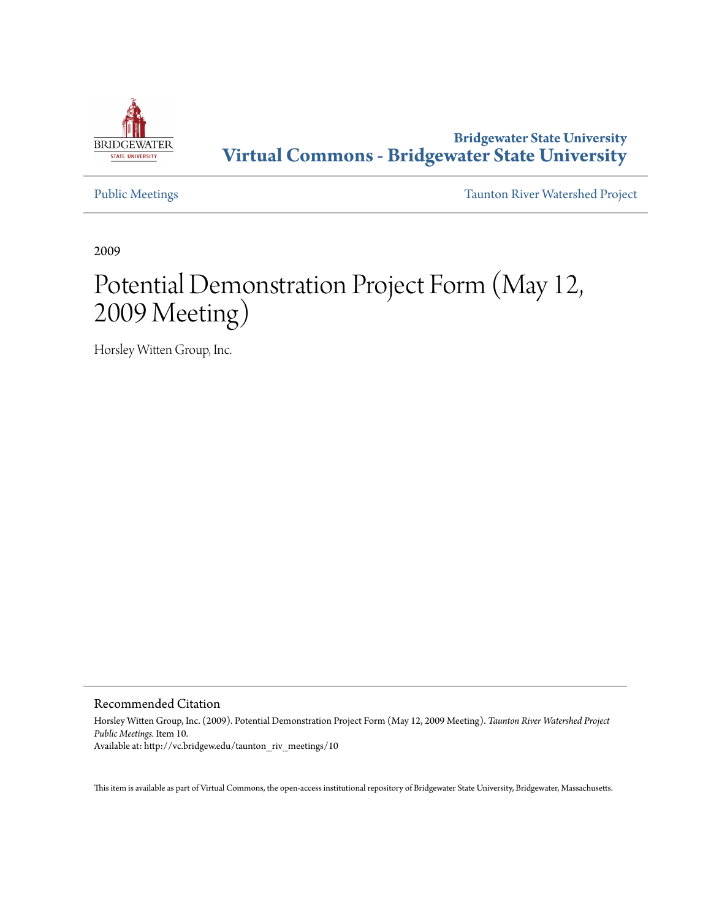Bridgewater State University
**Virtual Commons - Bridgewater State University**

Public Meetings

Taunton River Watershed Project

2009

# Potential Demonstration Project Form (May 12, 2009 Meeting)

Horsley Witten Group, Inc.

## Recommended Citation

Horsley Witten Group, Inc. (2009). Potential Demonstration Project Form (May 12, 2009 Meeting). *Taunton River Watershed Project Public Meetings.* Item 10.
Available at: http://vc.bridgew.edu/taunton_riv_meetings/10

This item is available as part of Virtual Commons, the open-access institutional repository of Bridgewater State University, Bridgewater, Massachusetts.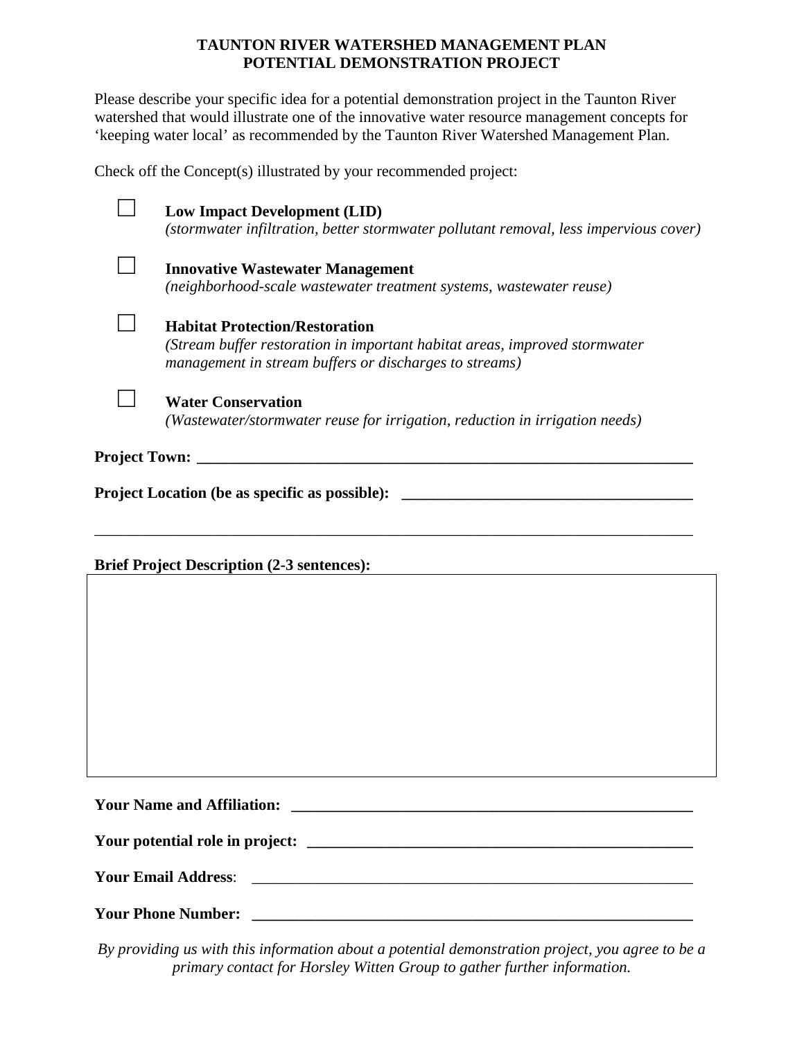**TAUNTON RIVER WATERSHED MANAGEMENT PLAN**
**POTENTIAL DEMONSTRATION PROJECT**

Please describe your specific idea for a potential demonstration project in the Taunton River watershed that would illustrate one of the innovative water resource management concepts for 'keeping water local' as recommended by the Taunton River Watershed Management Plan.

Check off the Concept(s) illustrated by your recommended project:

- ☐ **Low Impact Development (LID)**
  *(stormwater infiltration, better stormwater pollutant removal, less impervious cover)*

- ☐ **Innovative Wastewater Management**
  *(neighborhood-scale wastewater treatment systems, wastewater reuse)*

- ☐ **Habitat Protection/Restoration**
  *(Stream buffer restoration in important habitat areas, improved stormwater management in stream buffers or discharges to streams)*

- ☐ **Water Conservation**
  *(Wastewater/stormwater reuse for irrigation, reduction in irrigation needs)*

**Project Town:** ______________________________________________

**Project Location (be as specific as possible):** ______________________________

______________________________________________________________

**Brief Project Description (2-3 sentences):**

| |
|---|
| |

**Your Name and Affiliation:** ______________________________________

**Your potential role in project:** ____________________________________

**Your Email Address**: ___________________________________________

**Your Phone Number:** ___________________________________________

*By providing us with this information about a potential demonstration project, you agree to be a primary contact for Horsley Witten Group to gather further information.*